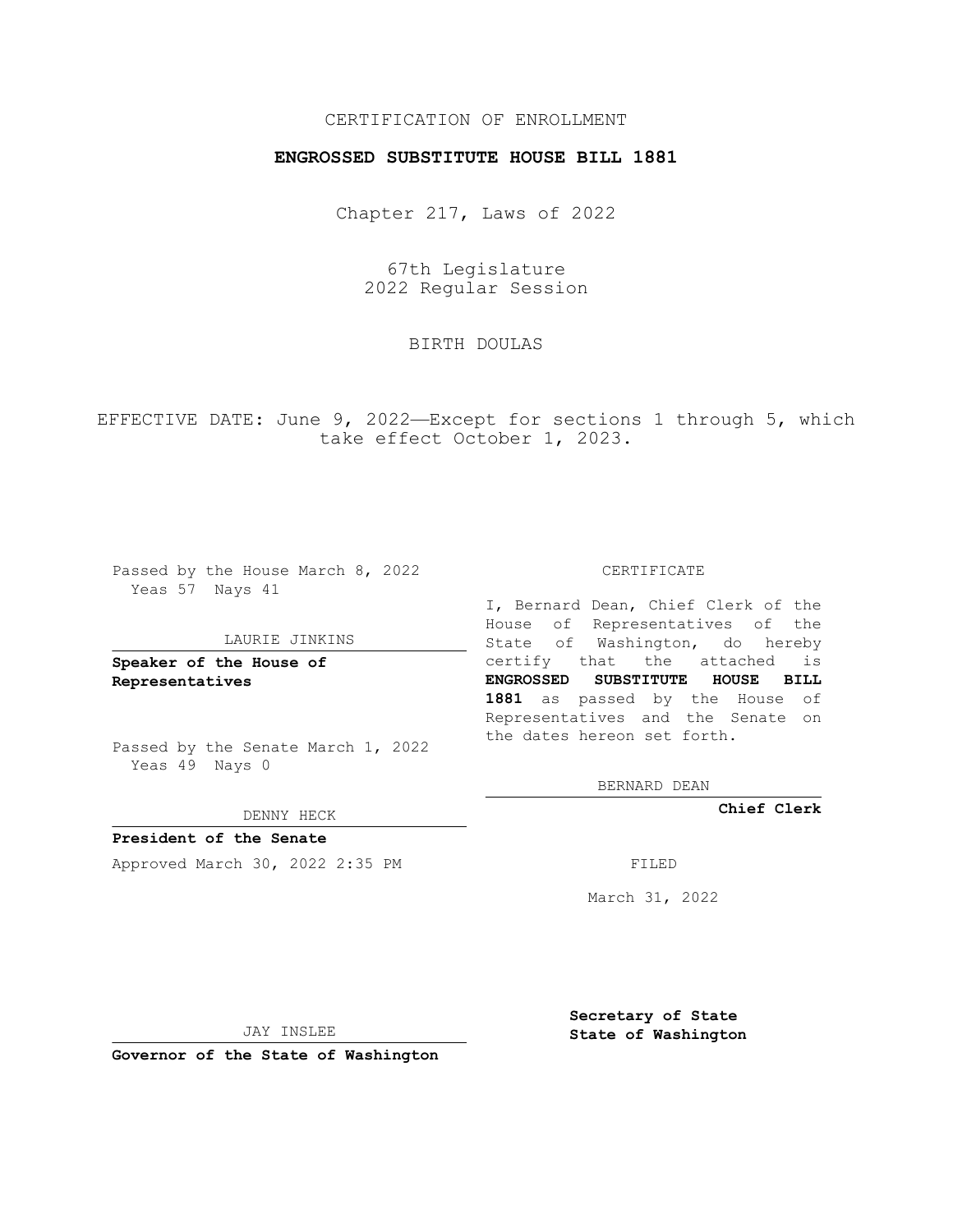CERTIFICATION OF ENROLLMENT

# ENGROSSED SUBSTITUTE HOUSE BILL 1881

Chapter 217, Laws of 2022

67th Legislature
2022 Regular Session

BIRTH DOULAS

EFFECTIVE DATE: June 9, 2022—Except for sections 1 through 5, which take effect October 1, 2023.

Passed by the House March 8, 2022
Yeas 57 Nays 41

LAURIE JINKINS

**Speaker of the House of Representatives**

Passed by the Senate March 1, 2022
Yeas 49 Nays 0

DENNY HECK

**President of the Senate**

Approved March 30, 2022 2:35 PM

JAY INSLEE

**Governor of the State of Washington**

CERTIFICATE

I, Bernard Dean, Chief Clerk of the House of Representatives of the State of Washington, do hereby certify that the attached is **ENGROSSED SUBSTITUTE HOUSE BILL 1881** as passed by the House of Representatives and the Senate on the dates hereon set forth.

BERNARD DEAN

**Chief Clerk**

FILED

March 31, 2022

**Secretary of State**
**State of Washington**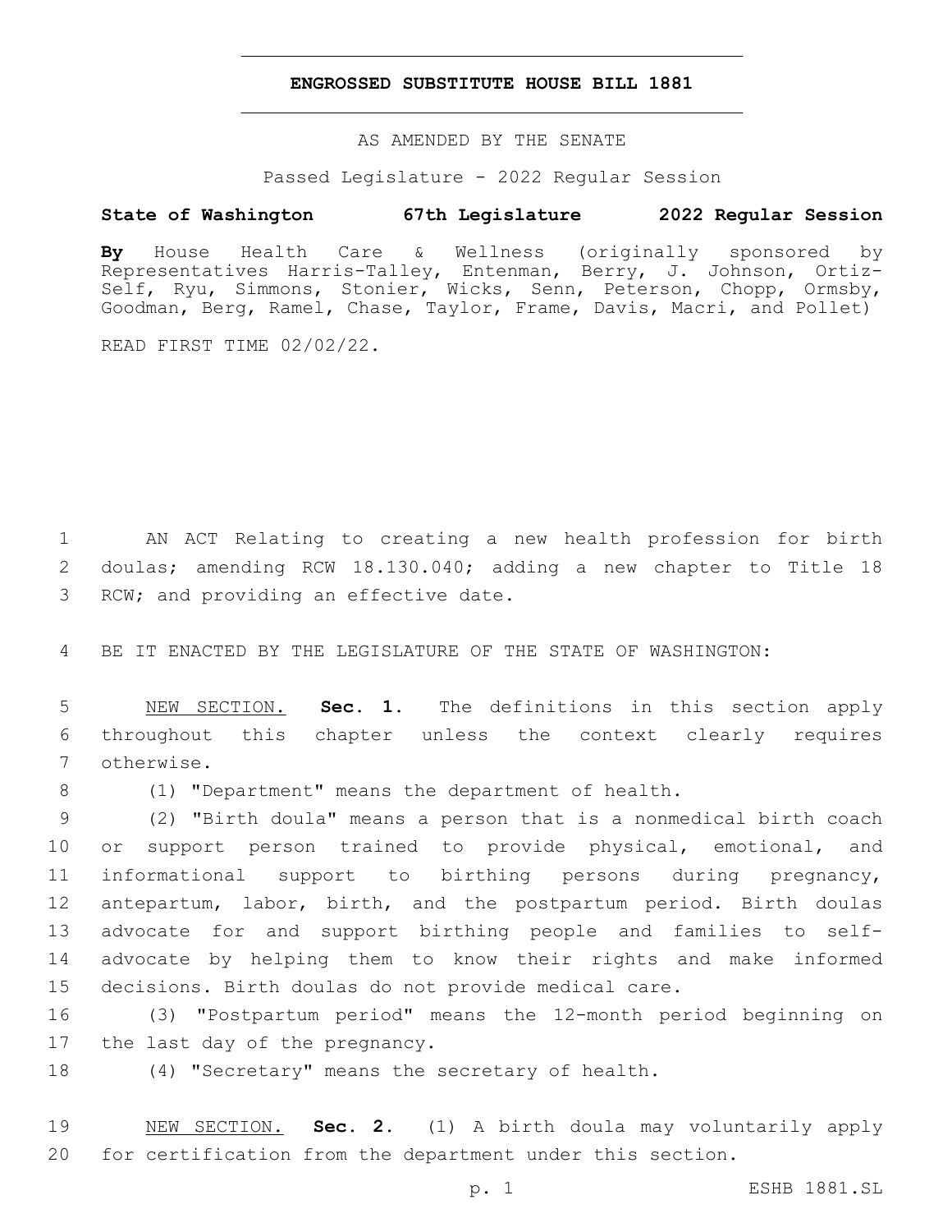# ENGROSSED SUBSTITUTE HOUSE BILL 1881

AS AMENDED BY THE SENATE

Passed Legislature - 2022 Regular Session

**State of Washington 67th Legislature 2022 Regular Session**

**By** House Health Care & Wellness (originally sponsored by Representatives Harris-Talley, Entenman, Berry, J. Johnson, Ortiz-Self, Ryu, Simmons, Stonier, Wicks, Senn, Peterson, Chopp, Ormsby, Goodman, Berg, Ramel, Chase, Taylor, Frame, Davis, Macri, and Pollet)

READ FIRST TIME 02/02/22.

AN ACT Relating to creating a new health profession for birth doulas; amending RCW 18.130.040; adding a new chapter to Title 18 RCW; and providing an effective date.

BE IT ENACTED BY THE LEGISLATURE OF THE STATE OF WASHINGTON:

NEW SECTION. **Sec. 1.** The definitions in this section apply throughout this chapter unless the context clearly requires otherwise.

(1) "Department" means the department of health.

(2) "Birth doula" means a person that is a nonmedical birth coach or support person trained to provide physical, emotional, and informational support to birthing persons during pregnancy, antepartum, labor, birth, and the postpartum period. Birth doulas advocate for and support birthing people and families to self-advocate by helping them to know their rights and make informed decisions. Birth doulas do not provide medical care.

(3) "Postpartum period" means the 12-month period beginning on the last day of the pregnancy.

(4) "Secretary" means the secretary of health.

NEW SECTION. **Sec. 2.** (1) A birth doula may voluntarily apply for certification from the department under this section.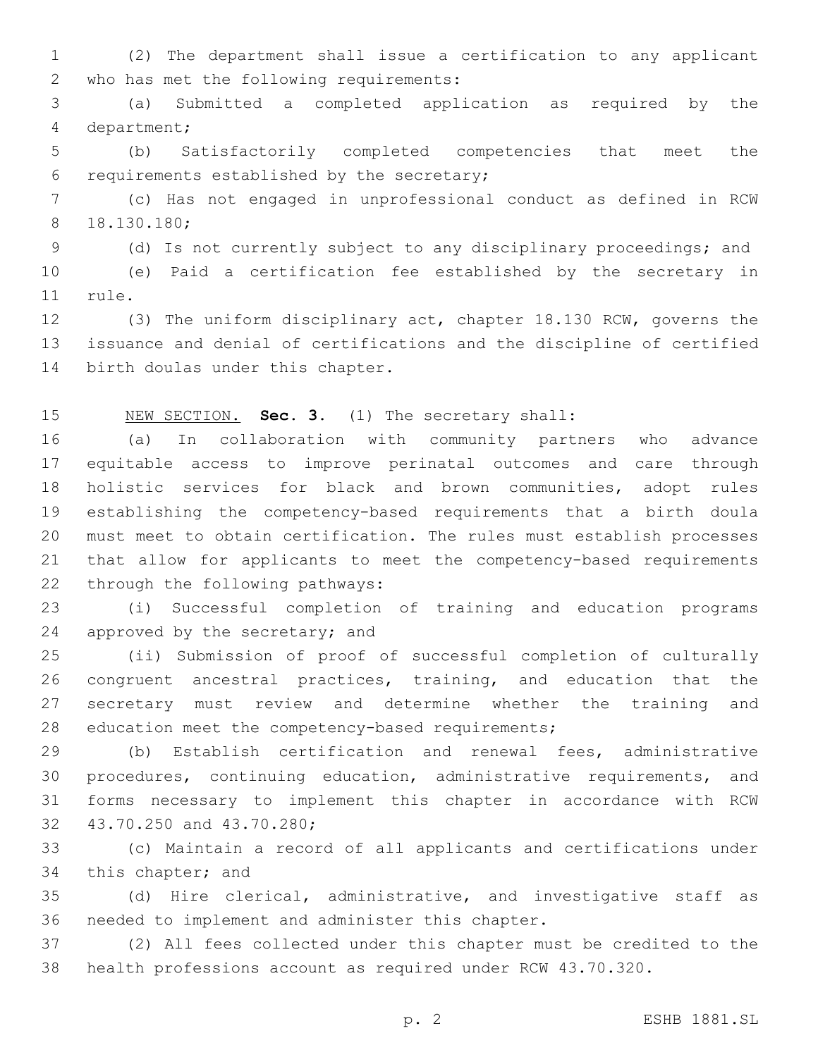(2) The department shall issue a certification to any applicant who has met the following requirements:

(a) Submitted a completed application as required by the department;

(b) Satisfactorily completed competencies that meet the requirements established by the secretary;

(c) Has not engaged in unprofessional conduct as defined in RCW 18.130.180;

(d) Is not currently subject to any disciplinary proceedings; and

(e) Paid a certification fee established by the secretary in rule.

(3) The uniform disciplinary act, chapter 18.130 RCW, governs the issuance and denial of certifications and the discipline of certified birth doulas under this chapter.

NEW SECTION. **Sec. 3.** (1) The secretary shall:

(a) In collaboration with community partners who advance equitable access to improve perinatal outcomes and care through holistic services for black and brown communities, adopt rules establishing the competency-based requirements that a birth doula must meet to obtain certification. The rules must establish processes that allow for applicants to meet the competency-based requirements through the following pathways:

(i) Successful completion of training and education programs approved by the secretary; and

(ii) Submission of proof of successful completion of culturally congruent ancestral practices, training, and education that the secretary must review and determine whether the training and education meet the competency-based requirements;

(b) Establish certification and renewal fees, administrative procedures, continuing education, administrative requirements, and forms necessary to implement this chapter in accordance with RCW 43.70.250 and 43.70.280;

(c) Maintain a record of all applicants and certifications under this chapter; and

(d) Hire clerical, administrative, and investigative staff as needed to implement and administer this chapter.

(2) All fees collected under this chapter must be credited to the health professions account as required under RCW 43.70.320.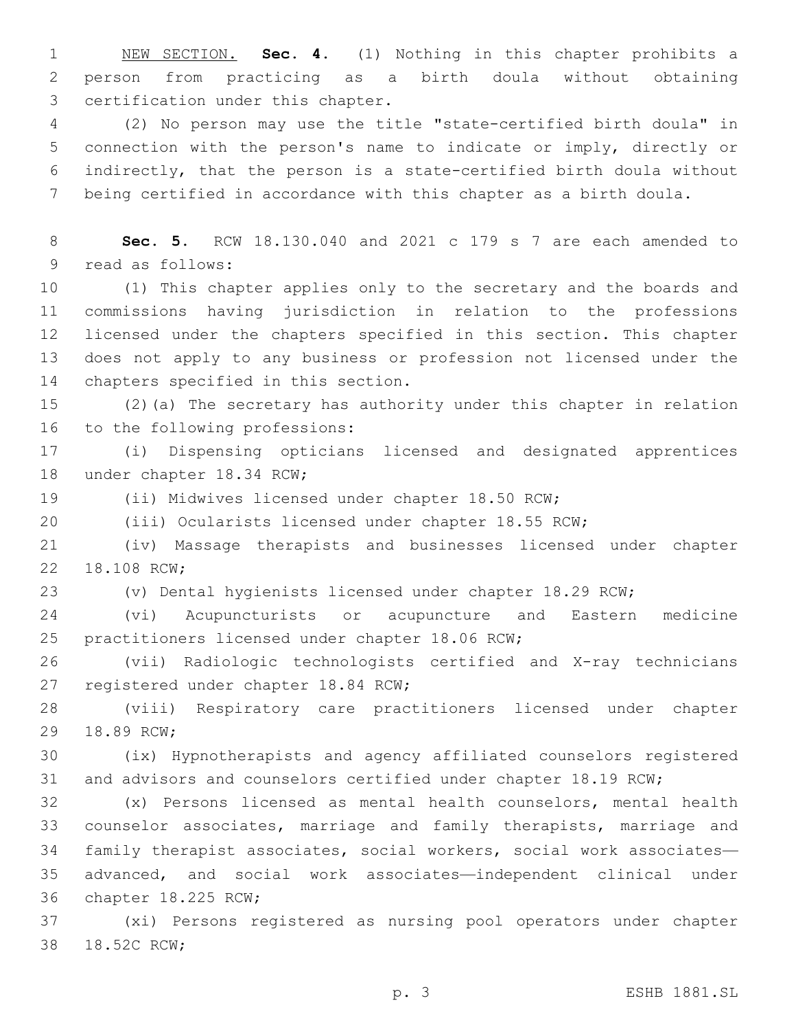<u>NEW SECTION.</u> **Sec. 4.** (1) Nothing in this chapter prohibits a person from practicing as a birth doula without obtaining certification under this chapter.

(2) No person may use the title "state-certified birth doula" in connection with the person's name to indicate or imply, directly or indirectly, that the person is a state-certified birth doula without being certified in accordance with this chapter as a birth doula.

**Sec. 5.** RCW 18.130.040 and 2021 c 179 s 7 are each amended to read as follows:

(1) This chapter applies only to the secretary and the boards and commissions having jurisdiction in relation to the professions licensed under the chapters specified in this section. This chapter does not apply to any business or profession not licensed under the chapters specified in this section.

(2)(a) The secretary has authority under this chapter in relation to the following professions:

(i) Dispensing opticians licensed and designated apprentices under chapter 18.34 RCW;

(ii) Midwives licensed under chapter 18.50 RCW;

(iii) Ocularists licensed under chapter 18.55 RCW;

(iv) Massage therapists and businesses licensed under chapter 18.108 RCW;

(v) Dental hygienists licensed under chapter 18.29 RCW;

(vi) Acupuncturists or acupuncture and Eastern medicine practitioners licensed under chapter 18.06 RCW;

(vii) Radiologic technologists certified and X-ray technicians registered under chapter 18.84 RCW;

(viii) Respiratory care practitioners licensed under chapter 18.89 RCW;

(ix) Hypnotherapists and agency affiliated counselors registered and advisors and counselors certified under chapter 18.19 RCW;

(x) Persons licensed as mental health counselors, mental health counselor associates, marriage and family therapists, marriage and family therapist associates, social workers, social work associates—advanced, and social work associates—independent clinical under chapter 18.225 RCW;

(xi) Persons registered as nursing pool operators under chapter 18.52C RCW;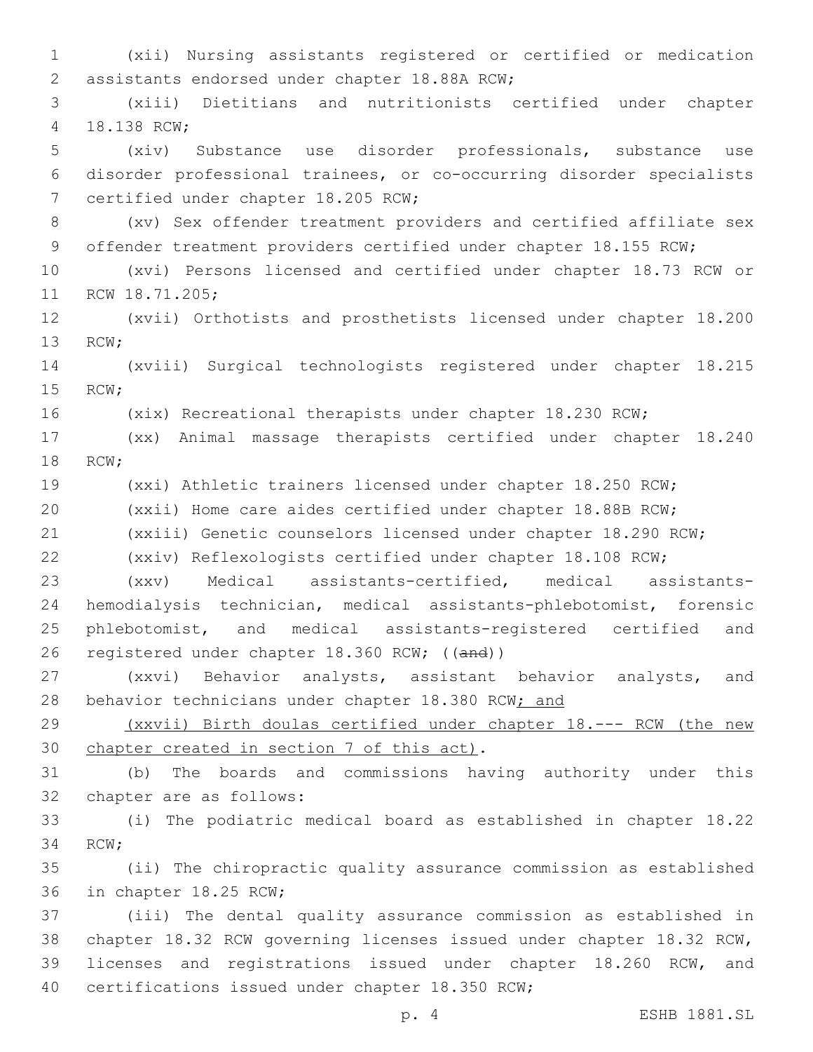(xii) Nursing assistants registered or certified or medication assistants endorsed under chapter 18.88A RCW;

(xiii) Dietitians and nutritionists certified under chapter 18.138 RCW;

(xiv) Substance use disorder professionals, substance use disorder professional trainees, or co-occurring disorder specialists certified under chapter 18.205 RCW;

(xv) Sex offender treatment providers and certified affiliate sex offender treatment providers certified under chapter 18.155 RCW;

(xvi) Persons licensed and certified under chapter 18.73 RCW or RCW 18.71.205;

(xvii) Orthotists and prosthetists licensed under chapter 18.200 RCW;

(xviii) Surgical technologists registered under chapter 18.215 RCW;

(xix) Recreational therapists under chapter 18.230 RCW;

(xx) Animal massage therapists certified under chapter 18.240 RCW;

(xxi) Athletic trainers licensed under chapter 18.250 RCW;

(xxii) Home care aides certified under chapter 18.88B RCW;

(xxiii) Genetic counselors licensed under chapter 18.290 RCW;

(xxiv) Reflexologists certified under chapter 18.108 RCW;

(xxv) Medical assistants-certified, medical assistants-hemodialysis technician, medical assistants-phlebotomist, forensic phlebotomist, and medical assistants-registered certified and registered under chapter 18.360 RCW; ((~~and~~))

(xxvi) Behavior analysts, assistant behavior analysts, and behavior technicians under chapter 18.380 RCW<u>; and</u>

<u>(xxvii) Birth doulas certified under chapter 18.--- RCW (the new chapter created in section 7 of this act)</u>.

(b) The boards and commissions having authority under this chapter are as follows:

(i) The podiatric medical board as established in chapter 18.22 RCW;

(ii) The chiropractic quality assurance commission as established in chapter 18.25 RCW;

(iii) The dental quality assurance commission as established in chapter 18.32 RCW governing licenses issued under chapter 18.32 RCW, licenses and registrations issued under chapter 18.260 RCW, and certifications issued under chapter 18.350 RCW;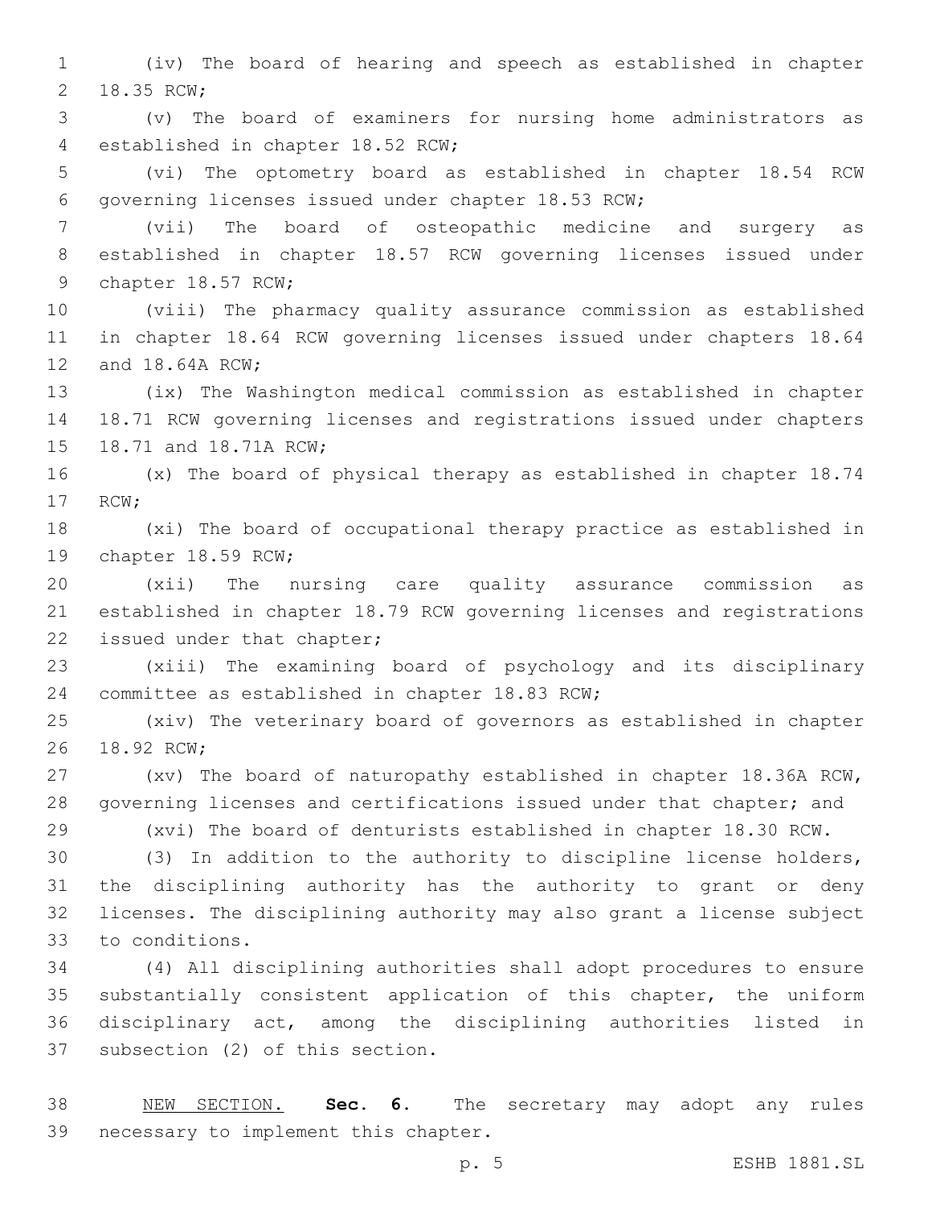(iv) The board of hearing and speech as established in chapter 18.35 RCW;

(v) The board of examiners for nursing home administrators as established in chapter 18.52 RCW;

(vi) The optometry board as established in chapter 18.54 RCW governing licenses issued under chapter 18.53 RCW;

(vii) The board of osteopathic medicine and surgery as established in chapter 18.57 RCW governing licenses issued under chapter 18.57 RCW;

(viii) The pharmacy quality assurance commission as established in chapter 18.64 RCW governing licenses issued under chapters 18.64 and 18.64A RCW;

(ix) The Washington medical commission as established in chapter 18.71 RCW governing licenses and registrations issued under chapters 18.71 and 18.71A RCW;

(x) The board of physical therapy as established in chapter 18.74 RCW;

(xi) The board of occupational therapy practice as established in chapter 18.59 RCW;

(xii) The nursing care quality assurance commission as established in chapter 18.79 RCW governing licenses and registrations issued under that chapter;

(xiii) The examining board of psychology and its disciplinary committee as established in chapter 18.83 RCW;

(xiv) The veterinary board of governors as established in chapter 18.92 RCW;

(xv) The board of naturopathy established in chapter 18.36A RCW, governing licenses and certifications issued under that chapter; and

(xvi) The board of denturists established in chapter 18.30 RCW.

(3) In addition to the authority to discipline license holders, the disciplining authority has the authority to grant or deny licenses. The disciplining authority may also grant a license subject to conditions.

(4) All disciplining authorities shall adopt procedures to ensure substantially consistent application of this chapter, the uniform disciplinary act, among the disciplining authorities listed in subsection (2) of this section.

NEW SECTION. **Sec. 6.** The secretary may adopt any rules necessary to implement this chapter.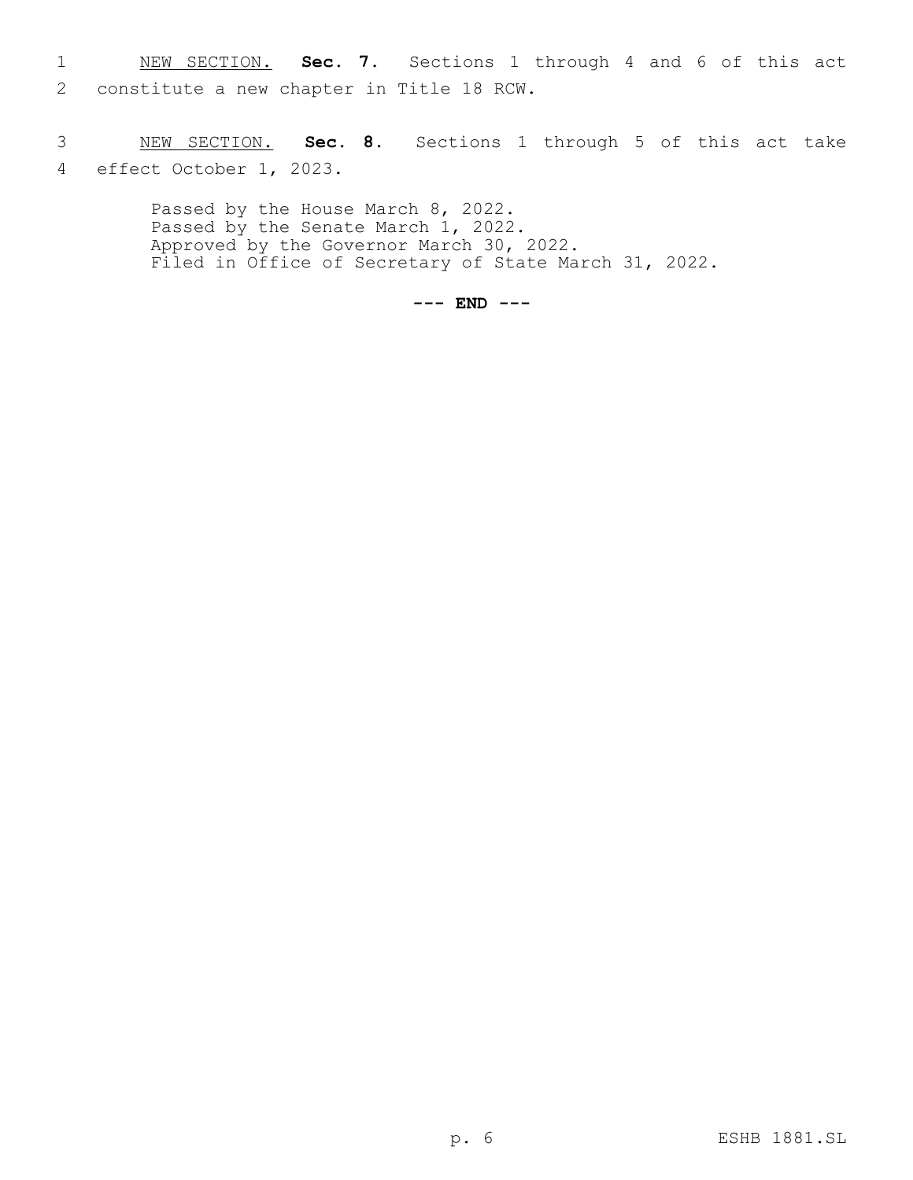NEW SECTION. **Sec. 7.** Sections 1 through 4 and 6 of this act constitute a new chapter in Title 18 RCW.

NEW SECTION. **Sec. 8.** Sections 1 through 5 of this act take effect October 1, 2023.

Passed by the House March 8, 2022.
Passed by the Senate March 1, 2022.
Approved by the Governor March 30, 2022.
Filed in Office of Secretary of State March 31, 2022.

**--- END ---**